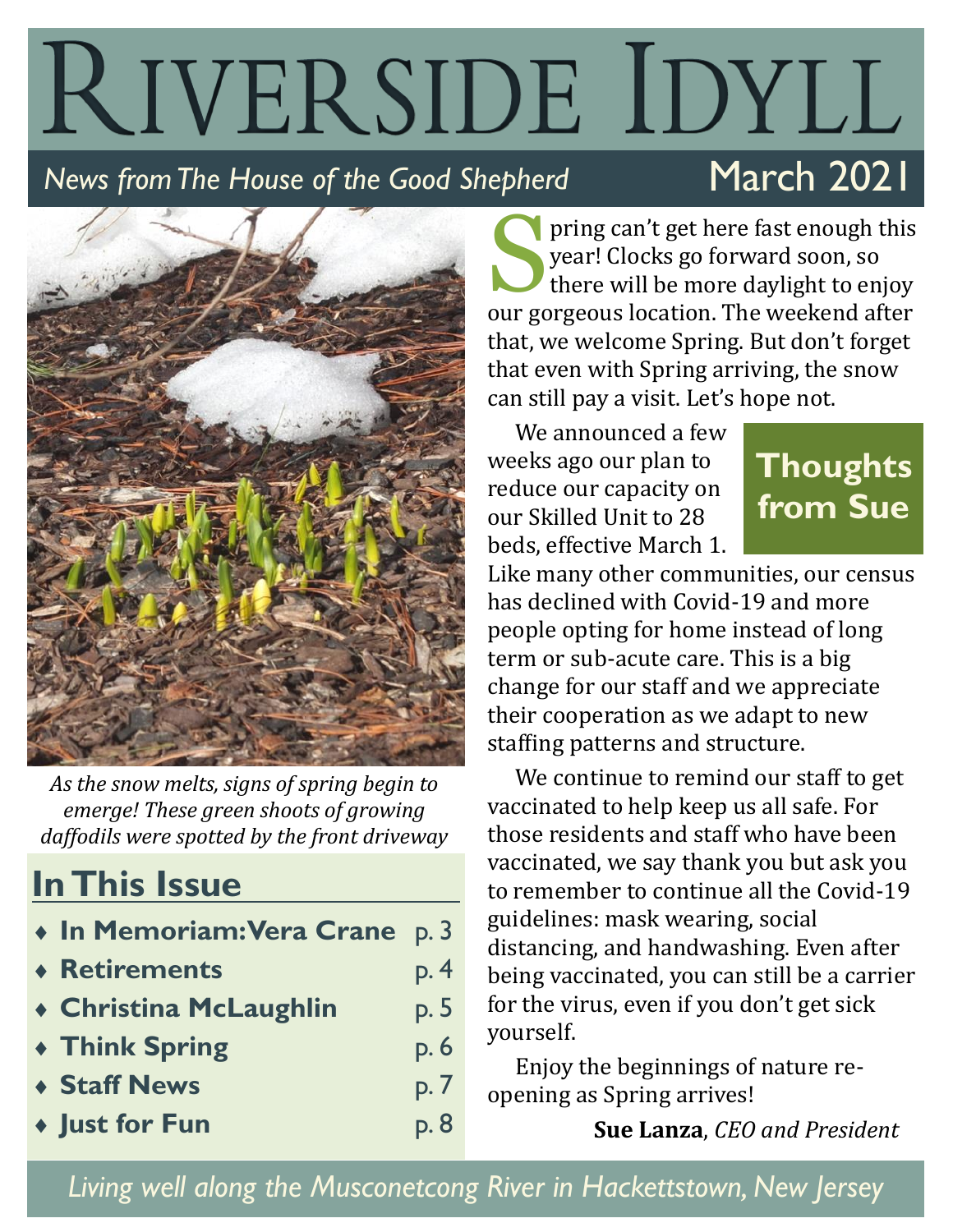# Riverside Idyll

*News from The House of the Good Shepherd*

March 2021

*As the snow melts, signs of spring begin to emerge! These green shoots of growing daffodils were spotted by the front driveway*

## In This Issue

- **In Memoriam: Vera Crane** p. 3
- **Retirements** p. 4
- **Christina McLaughlin** p. 5
- **Think Spring** p. 6
- **Staff News** p. 7
- **Just for Fun** p. 8

## Thoughts from Sue

Spring can't get here fast enough this year! Clocks go forward soon, so there will be more daylight to enjoy our gorgeous location. The weekend after that, we welcome Spring. But don't forget that even with Spring arriving, the snow can still pay a visit. Let's hope not.

We announced a few weeks ago our plan to reduce our capacity on our Skilled Unit to 28 beds, effective March 1. Like many other communities, our census has declined with Covid-19 and more people opting for home instead of long term or sub-acute care. This is a big change for our staff and we appreciate their cooperation as we adapt to new staffing patterns and structure.

We continue to remind our staff to get vaccinated to help keep us all safe. For those residents and staff who have been vaccinated, we say thank you but ask you to remember to continue all the Covid-19 guidelines: mask wearing, social distancing, and handwashing. Even after being vaccinated, you can still be a carrier for the virus, even if you don't get sick yourself.

Enjoy the beginnings of nature re-opening as Spring arrives!

**Sue Lanza**, *CEO and President*

*Living well along the Musconetcong River in Hackettstown, New Jersey*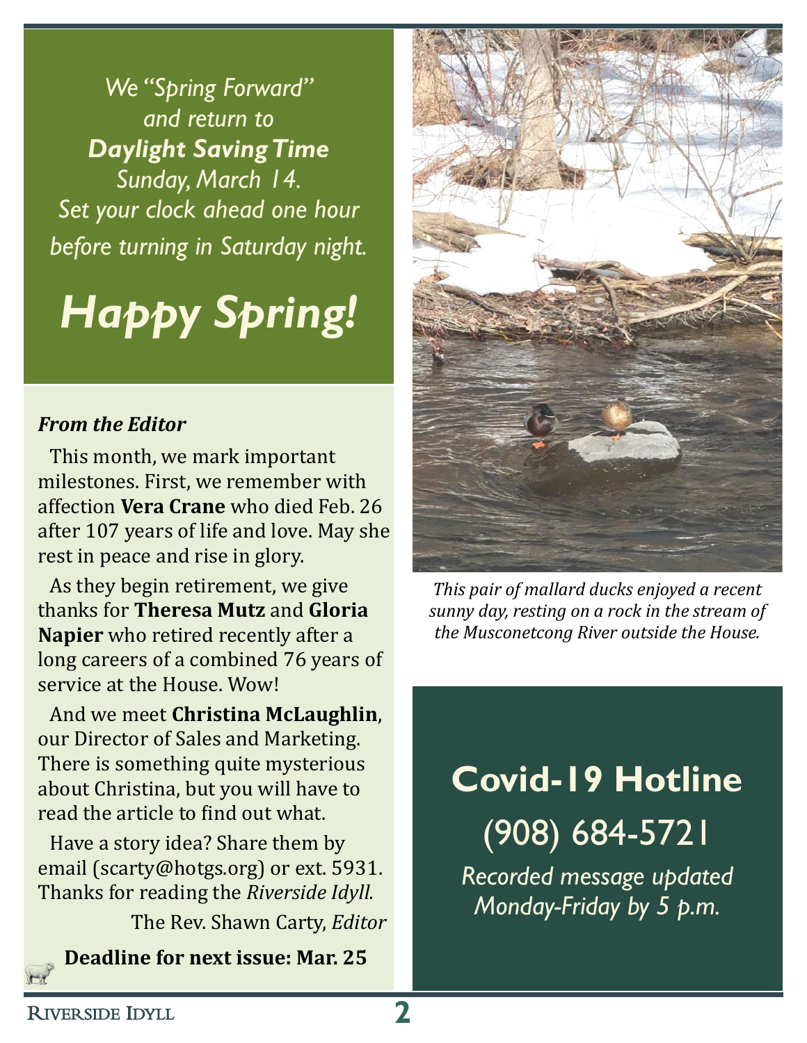*We "Spring Forward" and return to* ***Daylight Saving Time*** *Sunday, March 14. Set your clock ahead one hour before turning in Saturday night.*

# *Happy Spring!*

***From the Editor***

This month, we mark important milestones. First, we remember with affection **Vera Crane** who died Feb. 26 after 107 years of life and love. May she rest in peace and rise in glory.

As they begin retirement, we give thanks for **Theresa Mutz** and **Gloria Napier** who retired recently after a long careers of a combined 76 years of service at the House. Wow!

And we meet **Christina McLaughlin**, our Director of Sales and Marketing. There is something quite mysterious about Christina, but you will have to read the article to find out what.

Have a story idea? Share them by email (scarty@hotgs.org) or ext. 5931. Thanks for reading the *Riverside Idyll.*

The Rev. Shawn Carty, *Editor*

**Deadline for next issue: Mar. 25**

*This pair of mallard ducks enjoyed a recent sunny day, resting on a rock in the stream of the Musconetcong River outside the House.*

## Covid-19 Hotline

(908) 684-5721

*Recorded message updated Monday-Friday by 5 p.m.*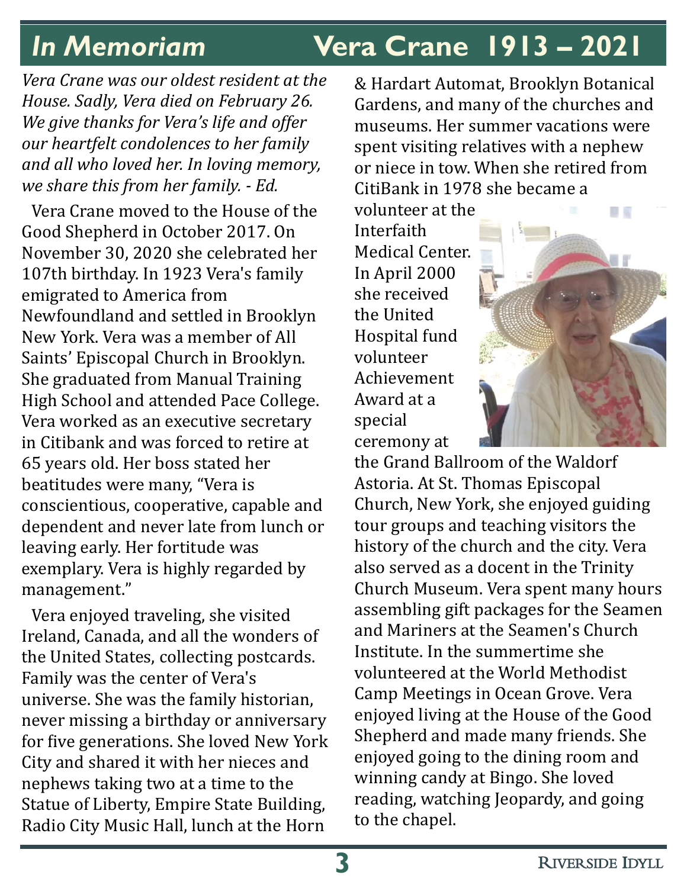# *In Memoriam* Vera Crane 1913 – 2021

*Vera Crane was our oldest resident at the House. Sadly, Vera died on February 26. We give thanks for Vera's life and offer our heartfelt condolences to her family and all who loved her. In loving memory, we share this from her family. - Ed.*

Vera Crane moved to the House of the Good Shepherd in October 2017. On November 30, 2020 she celebrated her 107th birthday. In 1923 Vera's family emigrated to America from Newfoundland and settled in Brooklyn New York. Vera was a member of All Saints' Episcopal Church in Brooklyn. She graduated from Manual Training High School and attended Pace College. Vera worked as an executive secretary in Citibank and was forced to retire at 65 years old. Her boss stated her beatitudes were many, "Vera is conscientious, cooperative, capable and dependent and never late from lunch or leaving early. Her fortitude was exemplary. Vera is highly regarded by management."

Vera enjoyed traveling, she visited Ireland, Canada, and all the wonders of the United States, collecting postcards. Family was the center of Vera's universe. She was the family historian, never missing a birthday or anniversary for five generations. She loved New York City and shared it with her nieces and nephews taking two at a time to the Statue of Liberty, Empire State Building, Radio City Music Hall, lunch at the Horn & Hardart Automat, Brooklyn Botanical Gardens, and many of the churches and museums. Her summer vacations were spent visiting relatives with a nephew or niece in tow. When she retired from CitiBank in 1978 she became a volunteer at the Interfaith Medical Center. In April 2000 she received the United Hospital fund volunteer Achievement Award at a special ceremony at the Grand Ballroom of the Waldorf Astoria. At St. Thomas Episcopal Church, New York, she enjoyed guiding tour groups and teaching visitors the history of the church and the city. Vera also served as a docent in the Trinity Church Museum. Vera spent many hours assembling gift packages for the Seamen and Mariners at the Seamen's Church Institute. In the summertime she volunteered at the World Methodist Camp Meetings in Ocean Grove. Vera enjoyed living at the House of the Good Shepherd and made many friends. She enjoyed going to the dining room and winning candy at Bingo. She loved reading, watching Jeopardy, and going to the chapel.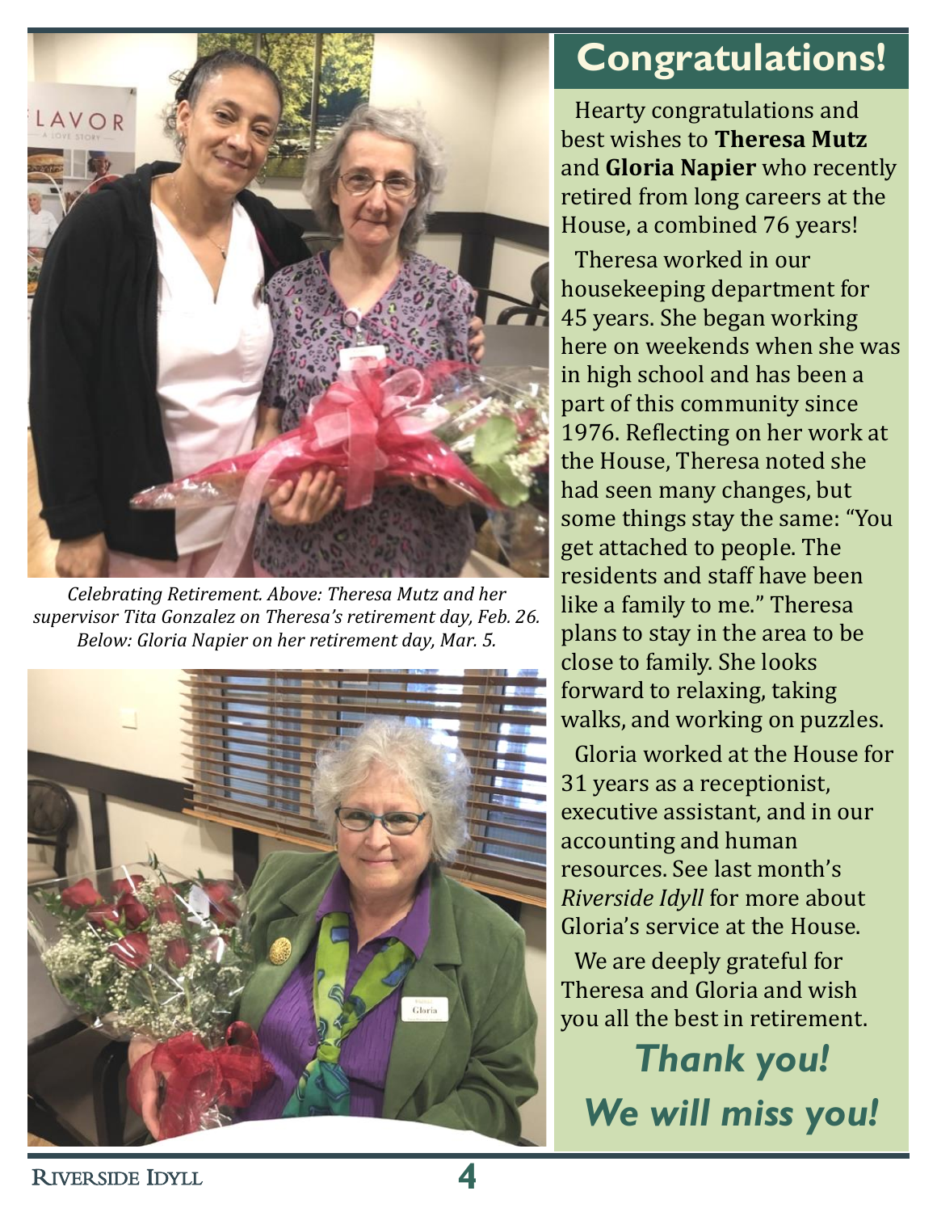*Celebrating Retirement. Above: Theresa Mutz and her supervisor Tita Gonzalez on Theresa's retirement day, Feb. 26. Below: Gloria Napier on her retirement day, Mar. 5.*

## Congratulations!

Hearty congratulations and best wishes to **Theresa Mutz** and **Gloria Napier** who recently retired from long careers at the House, a combined 76 years!

Theresa worked in our housekeeping department for 45 years. She began working here on weekends when she was in high school and has been a part of this community since 1976. Reflecting on her work at the House, Theresa noted she had seen many changes, but some things stay the same: "You get attached to people. The residents and staff have been like a family to me." Theresa plans to stay in the area to be close to family. She looks forward to relaxing, taking walks, and working on puzzles.

Gloria worked at the House for 31 years as a receptionist, executive assistant, and in our accounting and human resources. See last month's *Riverside Idyll* for more about Gloria's service at the House.

We are deeply grateful for Theresa and Gloria and wish you all the best in retirement.

***Thank you!***

***We will miss you!***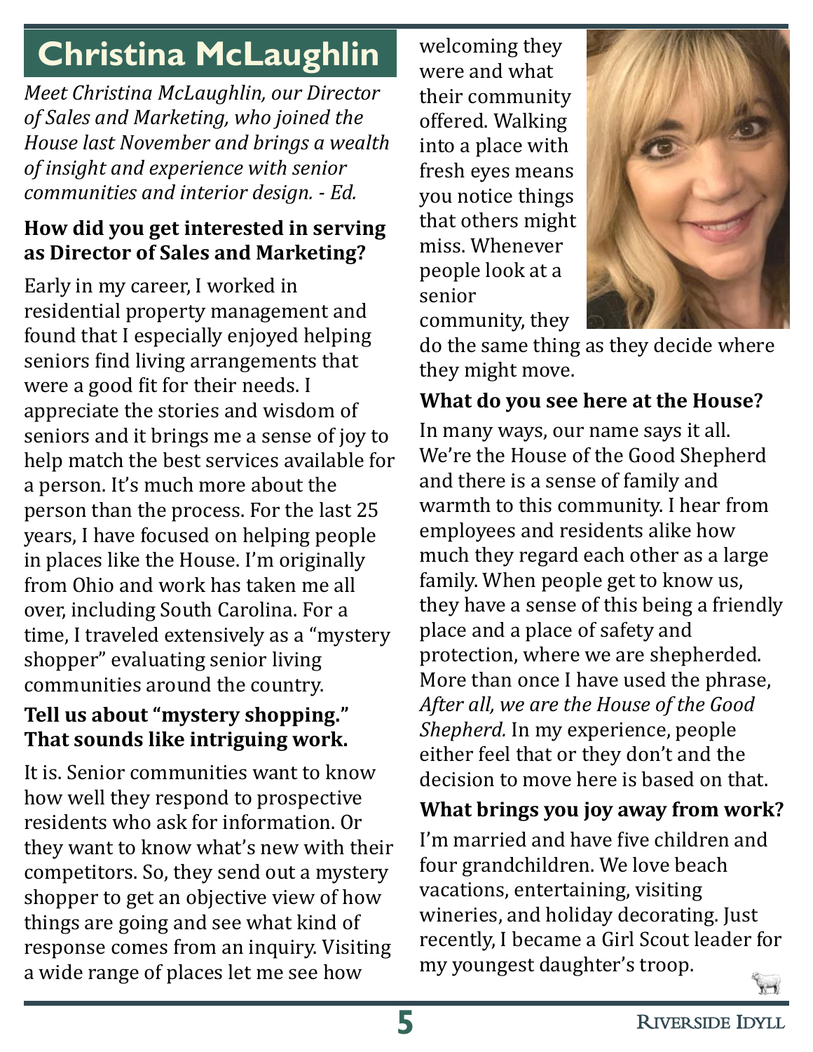# Christina McLaughlin

*Meet Christina McLaughlin, our Director of Sales and Marketing, who joined the House last November and brings a wealth of insight and experience with senior communities and interior design. - Ed.*

**How did you get interested in serving as Director of Sales and Marketing?**

Early in my career, I worked in residential property management and found that I especially enjoyed helping seniors find living arrangements that were a good fit for their needs. I appreciate the stories and wisdom of seniors and it brings me a sense of joy to help match the best services available for a person. It's much more about the person than the process. For the last 25 years, I have focused on helping people in places like the House. I'm originally from Ohio and work has taken me all over, including South Carolina. For a time, I traveled extensively as a "mystery shopper" evaluating senior living communities around the country.

**Tell us about "mystery shopping." That sounds like intriguing work.**

It is. Senior communities want to know how well they respond to prospective residents who ask for information. Or they want to know what's new with their competitors. So, they send out a mystery shopper to get an objective view of how things are going and see what kind of response comes from an inquiry. Visiting a wide range of places let me see how welcoming they were and what their community offered. Walking into a place with fresh eyes means you notice things that others might miss. Whenever people look at a senior community, they do the same thing as they decide where they might move.

**What do you see here at the House?**

In many ways, our name says it all. We're the House of the Good Shepherd and there is a sense of family and warmth to this community. I hear from employees and residents alike how much they regard each other as a large family. When people get to know us, they have a sense of this being a friendly place and a place of safety and protection, where we are shepherded. More than once I have used the phrase, *After all, we are the House of the Good Shepherd.* In my experience, people either feel that or they don't and the decision to move here is based on that.

**What brings you joy away from work?**

I'm married and have five children and four grandchildren. We love beach vacations, entertaining, visiting wineries, and holiday decorating. Just recently, I became a Girl Scout leader for my youngest daughter's troop.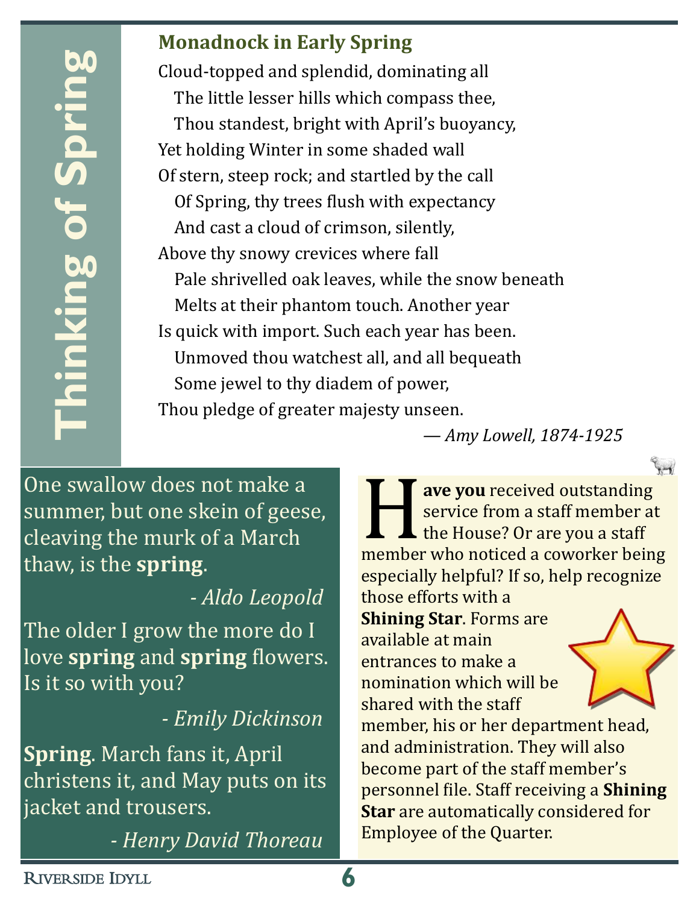# Thinking of Spring

## Monadnock in Early Spring

Cloud-topped and splendid, dominating all
   The little lesser hills which compass thee,
   Thou standest, bright with April's buoyancy,
Yet holding Winter in some shaded wall
Of stern, steep rock; and startled by the call
   Of Spring, thy trees flush with expectancy
   And cast a cloud of crimson, silently,
Above thy snowy crevices where fall
   Pale shrivelled oak leaves, while the snow beneath
   Melts at their phantom touch. Another year
Is quick with import. Such each year has been.
   Unmoved thou watchest all, and all bequeath
   Some jewel to thy diadem of power,
Thou pledge of greater majesty unseen.

*— Amy Lowell, 1874-1925*

One swallow does not make a summer, but one skein of geese, cleaving the murk of a March thaw, is the **spring**.

*- Aldo Leopold*

The older I grow the more do I love **spring** and **spring** flowers. Is it so with you?

*- Emily Dickinson*

**Spring**. March fans it, April christens it, and May puts on its jacket and trousers.

*- Henry David Thoreau*

**Have you** received outstanding service from a staff member at the House? Or are you a staff member who noticed a coworker being especially helpful? If so, help recognize those efforts with a **Shining Star**. Forms are available at main entrances to make a nomination which will be shared with the staff member, his or her department head, and administration. They will also become part of the staff member's personnel file. Staff receiving a **Shining Star** are automatically considered for Employee of the Quarter.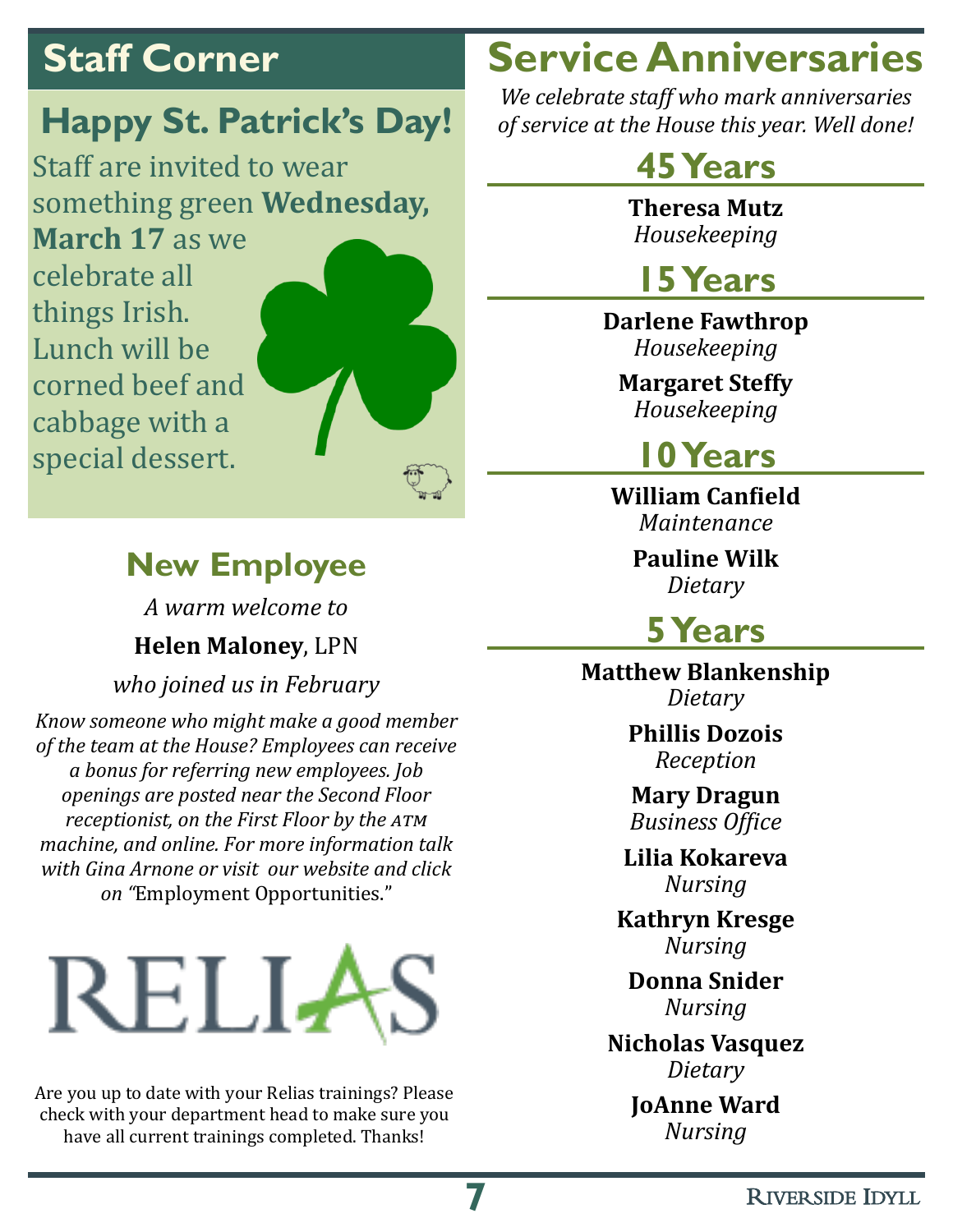# Staff Corner

## Happy St. Patrick's Day!

Staff are invited to wear something green **Wednesday, March 17** as we celebrate all things Irish. Lunch will be corned beef and cabbage with a special dessert.

## New Employee

*A warm welcome to*

**Helen Maloney**, LPN

*who joined us in February*

*Know someone who might make a good member of the team at the House? Employees can receive a bonus for referring new employees. Job openings are posted near the Second Floor receptionist, on the First Floor by the ATM machine, and online. For more information talk with Gina Arnone or visit our website and click on "*Employment Opportunities."

RELIAS

Are you up to date with your Relias trainings? Please check with your department head to make sure you have all current trainings completed. Thanks!

# Service Anniversaries

*We celebrate staff who mark anniversaries of service at the House this year. Well done!*

## 45 Years

**Theresa Mutz**
*Housekeeping*

## 15 Years

**Darlene Fawthrop**
*Housekeeping*

**Margaret Steffy**
*Housekeeping*

## 10 Years

**William Canfield**
*Maintenance*

**Pauline Wilk**
*Dietary*

## 5 Years

**Matthew Blankenship**
*Dietary*

**Phillis Dozois**
*Reception*

**Mary Dragun**
*Business Office*

**Lilia Kokareva**
*Nursing*

**Kathryn Kresge**
*Nursing*

**Donna Snider**
*Nursing*

**Nicholas Vasquez**
*Dietary*

**JoAnne Ward**
*Nursing*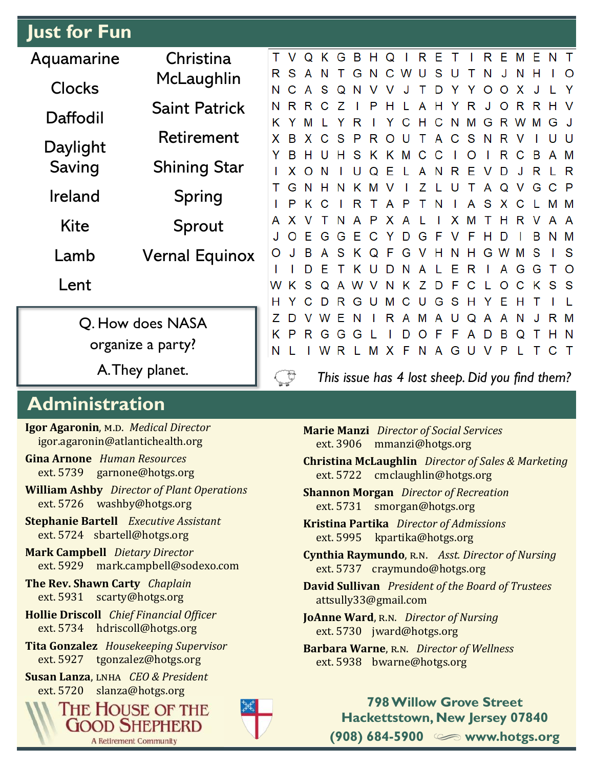## Just for Fun

- Aquamarine
- Clocks
- Daffodil
- Daylight Saving
- Ireland
- Kite
- Lamb
- Lent
- Christina McLaughlin
- Saint Patrick
- Retirement
- Shining Star
- Spring
- Sprout
- Vernal Equinox

| | | | | | | | | | | | | | | | | | |
|---|---|---|---|---|---|---|---|---|---|---|---|---|---|---|---|---|---|
| T | V | Q | K | G | B | H | Q | I | R | E | T | I | R | E | M | E | N | T |
| R | S | A | N | T | G | N | C | W | U | S | U | T | N | J | N | H | I | O |
| N | C | A | S | Q | N | V | V | J | T | D | Y | Y | O | O | X | J | L | Y |
| N | R | R | C | Z | I | P | H | L | A | H | Y | R | J | O | R | R | H | V |
| K | Y | M | L | Y | R | I | Y | C | H | C | N | M | G | R | W | M | G | J |
| X | B | X | C | S | P | R | O | U | T | A | C | S | N | R | V | I | U | U |
| Y | B | H | U | H | S | K | K | M | C | C | I | O | I | R | C | B | A | M |
| I | X | O | N | I | U | Q | E | L | A | N | R | E | V | D | J | R | L | R |
| T | G | N | H | N | K | M | V | I | Z | L | U | T | A | Q | V | G | C | P |
| I | P | K | C | I | R | T | A | P | T | N | I | A | S | X | C | L | M | M |
| A | X | V | T | N | A | P | X | A | L | I | X | M | T | H | R | V | A | A |
| J | O | E | G | G | E | C | Y | D | G | F | V | F | H | D | I | B | N | M |
| O | J | B | A | S | K | Q | F | G | V | H | N | H | G | W | M | S | I | S |
| I | I | D | E | T | K | U | D | N | A | L | E | R | I | A | G | G | T | O |
| W | K | S | Q | A | W | V | N | K | Z | D | F | C | L | O | C | K | S | S |
| H | Y | C | D | R | G | U | M | C | U | G | S | H | Y | E | H | T | I | L |
| Z | D | V | W | E | N | I | R | A | M | A | U | Q | A | A | N | J | R | M |
| K | P | R | G | G | G | L | I | D | O | F | F | A | D | B | Q | T | H | N |
| N | L | I | W | R | L | M | X | F | N | A | G | U | V | P | L | T | C | T |

Q. How does NASA organize a party?

A. They planet.

*This issue has 4 lost sheep. Did you find them?*

## Administration

**Igor Agaronin**, M.D. *Medical Director*
igor.agaronin@atlantichealth.org

**Gina Arnone** *Human Resources*
ext. 5739 garnone@hotgs.org

**William Ashby** *Director of Plant Operations*
ext. 5726 washby@hotgs.org

**Stephanie Bartell** *Executive Assistant*
ext. 5724 sbartell@hotgs.org

**Mark Campbell** *Dietary Director*
ext. 5929 mark.campbell@sodexo.com

**The Rev. Shawn Carty** *Chaplain*
ext. 5931 scarty@hotgs.org

**Hollie Driscoll** *Chief Financial Officer*
ext. 5734 hdriscoll@hotgs.org

**Tita Gonzalez** *Housekeeping Supervisor*
ext. 5927 tgonzalez@hotgs.org

**Susan Lanza**, LNHA *CEO & President*
ext. 5720 slanza@hotgs.org

**Marie Manzi** *Director of Social Services*
ext. 3906 mmanzi@hotgs.org

**Christina McLaughlin** *Director of Sales & Marketing*
ext. 5722 cmclaughlin@hotgs.org

**Shannon Morgan** *Director of Recreation*
ext. 5731 smorgan@hotgs.org

**Kristina Partika** *Director of Admissions*
ext. 5995 kpartika@hotgs.org

**Cynthia Raymundo**, R.N. *Asst. Director of Nursing*
ext. 5737 craymundo@hotgs.org

**David Sullivan** *President of the Board of Trustees*
attsully33@gmail.com

**JoAnne Ward**, R.N. *Director of Nursing*
ext. 5730 jward@hotgs.org

**Barbara Warne**, R.N. *Director of Wellness*
ext. 5938 bwarne@hotgs.org

The House of the Good Shepherd
A Retirement Community

798 Willow Grove Street
Hackettstown, New Jersey 07840
(908) 684-5900 www.hotgs.org